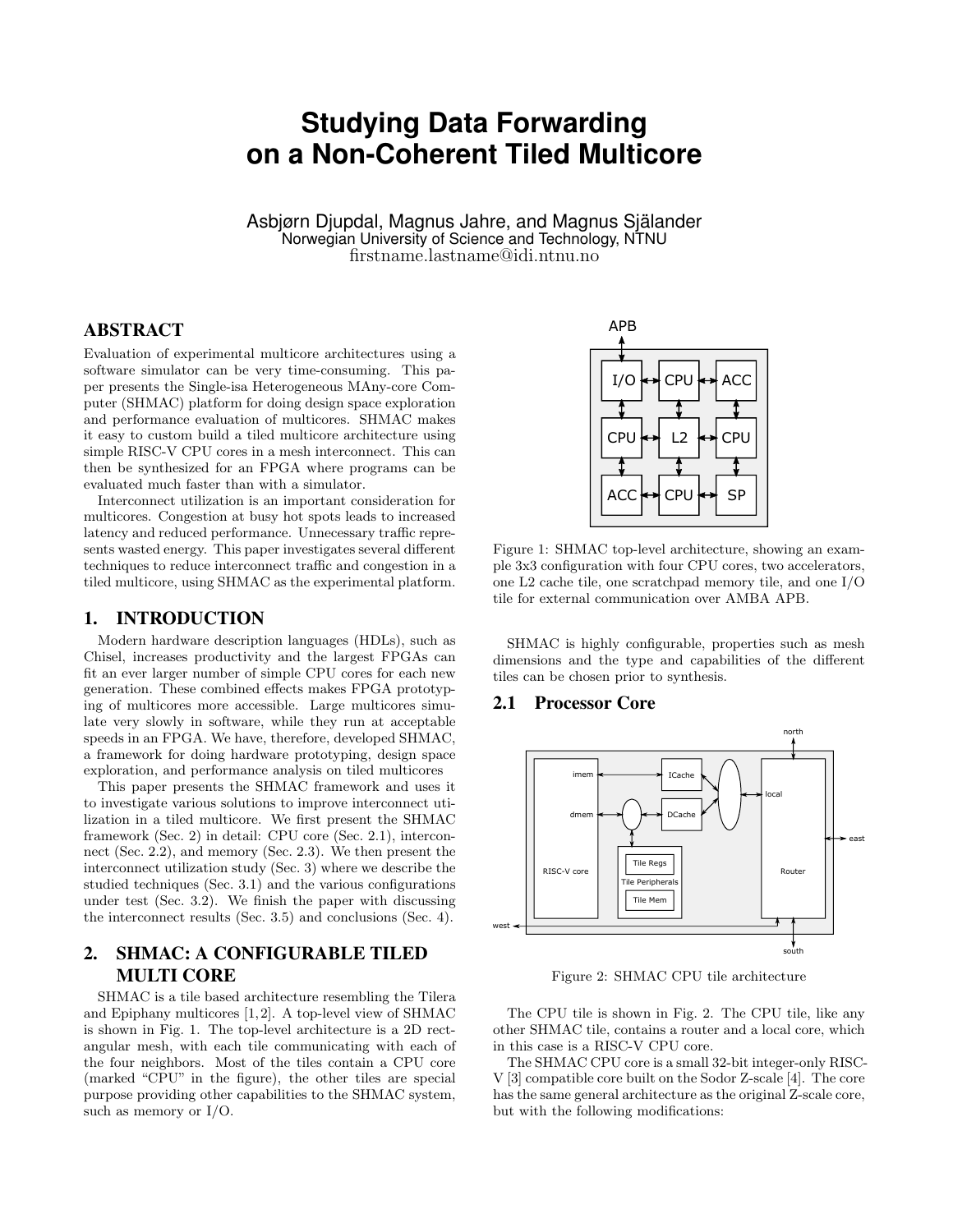# Studying Data Forwarding on a Non-Coherent Tiled Multicore

Asbjørn Djupdal, Magnus Jahre, and Magnus Själander
Norwegian University of Science and Technology, NTNU
firstname.lastname@idi.ntnu.no

## ABSTRACT

Evaluation of experimental multicore architectures using a software simulator can be very time-consuming. This paper presents the Single-isa Heterogeneous MAny-core Computer (SHMAC) platform for doing design space exploration and performance evaluation of multicores. SHMAC makes it easy to custom build a tiled multicore architecture using simple RISC-V CPU cores in a mesh interconnect. This can then be synthesized for an FPGA where programs can be evaluated much faster than with a simulator.

Interconnect utilization is an important consideration for multicores. Congestion at busy hot spots leads to increased latency and reduced performance. Unnecessary traffic represents wasted energy. This paper investigates several different techniques to reduce interconnect traffic and congestion in a tiled multicore, using SHMAC as the experimental platform.

## 1. INTRODUCTION

Modern hardware description languages (HDLs), such as Chisel, increases productivity and the largest FPGAs can fit an ever larger number of simple CPU cores for each new generation. These combined effects makes FPGA prototyping of multicores more accessible. Large multicores simulate very slowly in software, while they run at acceptable speeds in an FPGA. We have, therefore, developed SHMAC, a framework for doing hardware prototyping, design space exploration, and performance analysis on tiled multicores

This paper presents the SHMAC framework and uses it to investigate various solutions to improve interconnect utilization in a tiled multicore. We first present the SHMAC framework (Sec. 2) in detail: CPU core (Sec. 2.1), interconnect (Sec. 2.2), and memory (Sec. 2.3). We then present the interconnect utilization study (Sec. 3) where we describe the studied techniques (Sec. 3.1) and the various configurations under test (Sec. 3.2). We finish the paper with discussing the interconnect results (Sec. 3.5) and conclusions (Sec. 4).

## 2. SHMAC: A CONFIGURABLE TILED MULTI CORE

SHMAC is a tile based architecture resembling the Tilera and Epiphany multicores [1,2]. A top-level view of SHMAC is shown in Fig. 1. The top-level architecture is a 2D rectangular mesh, with each tile communicating with each of the four neighbors. Most of the tiles contain a CPU core (marked "CPU" in the figure), the other tiles are special purpose providing other capabilities to the SHMAC system, such as memory or I/O.

Figure 1: SHMAC top-level architecture, showing an example 3x3 configuration with four CPU cores, two accelerators, one L2 cache tile, one scratchpad memory tile, and one I/O tile for external communication over AMBA APB.

SHMAC is highly configurable, properties such as mesh dimensions and the type and capabilities of the different tiles can be chosen prior to synthesis.

### 2.1 Processor Core

Figure 2: SHMAC CPU tile architecture

The CPU tile is shown in Fig. 2. The CPU tile, like any other SHMAC tile, contains a router and a local core, which in this case is a RISC-V CPU core.

The SHMAC CPU core is a small 32-bit integer-only RISC-V [3] compatible core built on the Sodor Z-scale [4]. The core has the same general architecture as the original Z-scale core, but with the following modifications: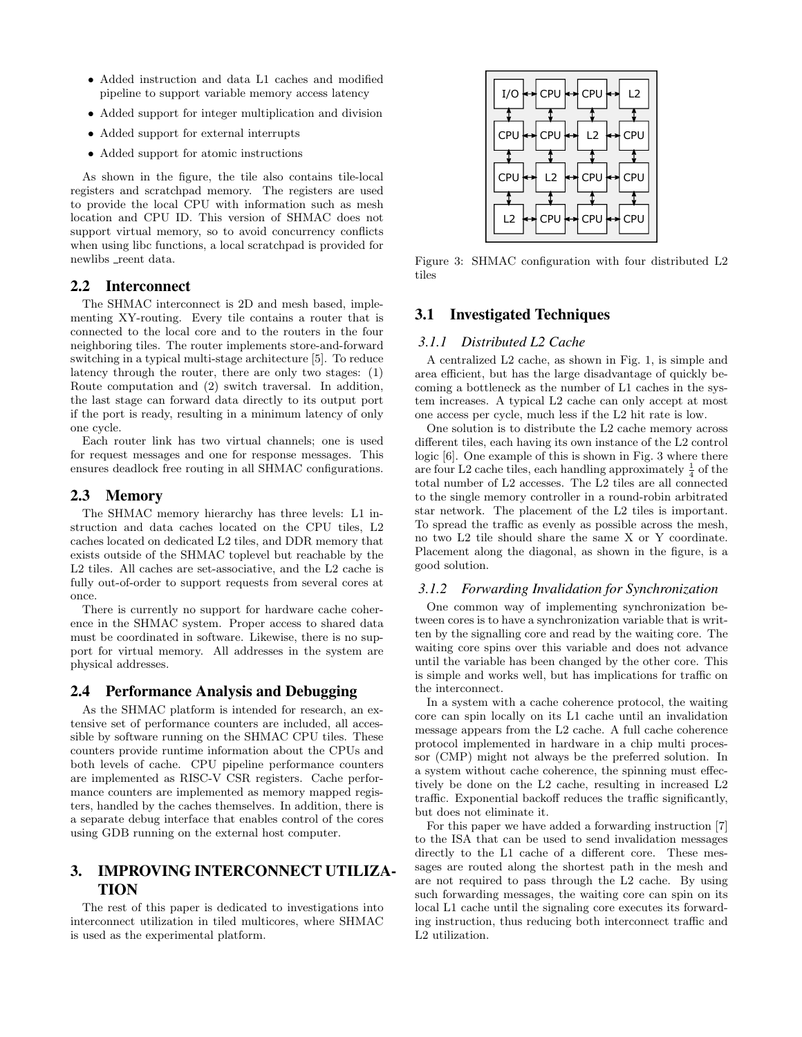- Added instruction and data L1 caches and modified pipeline to support variable memory access latency
- Added support for integer multiplication and division
- Added support for external interrupts
- Added support for atomic instructions

As shown in the figure, the tile also contains tile-local registers and scratchpad memory. The registers are used to provide the local CPU with information such as mesh location and CPU ID. This version of SHMAC does not support virtual memory, so to avoid concurrency conflicts when using libc functions, a local scratchpad is provided for newlibs _reent data.

## 2.2 Interconnect

The SHMAC interconnect is 2D and mesh based, implementing XY-routing. Every tile contains a router that is connected to the local core and to the routers in the four neighboring tiles. The router implements store-and-forward switching in a typical multi-stage architecture [5]. To reduce latency through the router, there are only two stages: (1) Route computation and (2) switch traversal. In addition, the last stage can forward data directly to its output port if the port is ready, resulting in a minimum latency of only one cycle.

Each router link has two virtual channels; one is used for request messages and one for response messages. This ensures deadlock free routing in all SHMAC configurations.

## 2.3 Memory

The SHMAC memory hierarchy has three levels: L1 instruction and data caches located on the CPU tiles, L2 caches located on dedicated L2 tiles, and DDR memory that exists outside of the SHMAC toplevel but reachable by the L2 tiles. All caches are set-associative, and the L2 cache is fully out-of-order to support requests from several cores at once.

There is currently no support for hardware cache coherence in the SHMAC system. Proper access to shared data must be coordinated in software. Likewise, there is no support for virtual memory. All addresses in the system are physical addresses.

## 2.4 Performance Analysis and Debugging

As the SHMAC platform is intended for research, an extensive set of performance counters are included, all accessible by software running on the SHMAC CPU tiles. These counters provide runtime information about the CPUs and both levels of cache. CPU pipeline performance counters are implemented as RISC-V CSR registers. Cache performance counters are implemented as memory mapped registers, handled by the caches themselves. In addition, there is a separate debug interface that enables control of the cores using GDB running on the external host computer.

# 3. IMPROVING INTERCONNECT UTILIZATION

The rest of this paper is dedicated to investigations into interconnect utilization in tiled multicores, where SHMAC is used as the experimental platform.

| I/O | CPU | CPU | L2 |
|---|---|---|---|
| CPU | CPU | L2 | CPU |
| CPU | L2 | CPU | CPU |
| L2 | CPU | CPU | CPU |

Figure 3: SHMAC configuration with four distributed L2 tiles

## 3.1 Investigated Techniques

### 3.1.1 Distributed L2 Cache

A centralized L2 cache, as shown in Fig. 1, is simple and area efficient, but has the large disadvantage of quickly becoming a bottleneck as the number of L1 caches in the system increases. A typical L2 cache can only accept at most one access per cycle, much less if the L2 hit rate is low.

One solution is to distribute the L2 cache memory across different tiles, each having its own instance of the L2 control logic [6]. One example of this is shown in Fig. 3 where there are four L2 cache tiles, each handling approximately $\frac{1}{4}$ of the total number of L2 accesses. The L2 tiles are all connected to the single memory controller in a round-robin arbitrated star network. The placement of the L2 tiles is important. To spread the traffic as evenly as possible across the mesh, no two L2 tile should share the same X or Y coordinate. Placement along the diagonal, as shown in the figure, is a good solution.

### 3.1.2 Forwarding Invalidation for Synchronization

One common way of implementing synchronization between cores is to have a synchronization variable that is written by the signalling core and read by the waiting core. The waiting core spins over this variable and does not advance until the variable has been changed by the other core. This is simple and works well, but has implications for traffic on the interconnect.

In a system with a cache coherence protocol, the waiting core can spin locally on its L1 cache until an invalidation message appears from the L2 cache. A full cache coherence protocol implemented in hardware in a chip multi processor (CMP) might not always be the preferred solution. In a system without cache coherence, the spinning must effectively be done on the L2 cache, resulting in increased L2 traffic. Exponential backoff reduces the traffic significantly, but does not eliminate it.

For this paper we have added a forwarding instruction [7] to the ISA that can be used to send invalidation messages directly to the L1 cache of a different core. These messages are routed along the shortest path in the mesh and are not required to pass through the L2 cache. By using such forwarding messages, the waiting core can spin on its local L1 cache until the signaling core executes its forwarding instruction, thus reducing both interconnect traffic and L2 utilization.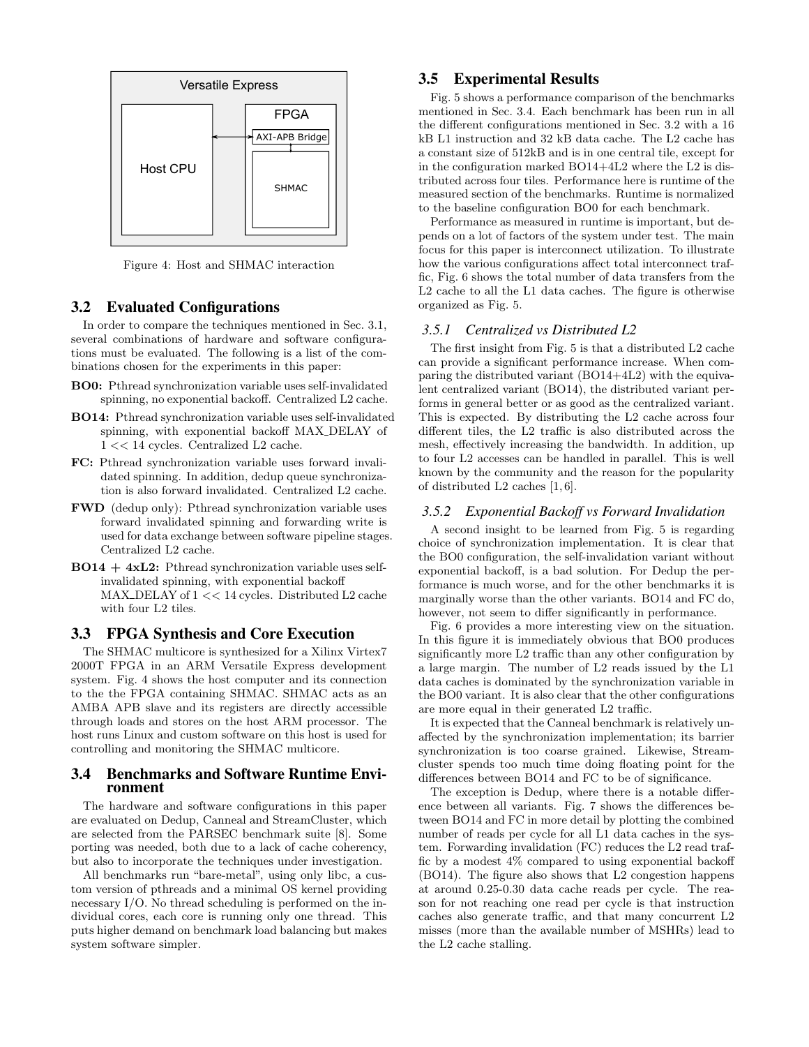Versatile Express

Host CPU

FPGA

AXI-APB Bridge

SHMAC

Figure 4: Host and SHMAC interaction

## 3.2 Evaluated Configurations

In order to compare the techniques mentioned in Sec. 3.1, several combinations of hardware and software configurations must be evaluated. The following is a list of the combinations chosen for the experiments in this paper:

**BO0:** Pthread synchronization variable uses self-invalidated spinning, no exponential backoff. Centralized L2 cache.

**BO14:** Pthread synchronization variable uses self-invalidated spinning, with exponential backoff MAX_DELAY of $1 << 14$ cycles. Centralized L2 cache.

**FC:** Pthread synchronization variable uses forward invalidated spinning. In addition, dedup queue synchronization is also forward invalidated. Centralized L2 cache.

**FWD** (dedup only): Pthread synchronization variable uses forward invalidated spinning and forwarding write is used for data exchange between software pipeline stages. Centralized L2 cache.

**BO14 + 4xL2:** Pthread synchronization variable uses self-invalidated spinning, with exponential backoff MAX_DELAY of $1 << 14$ cycles. Distributed L2 cache with four L2 tiles.

## 3.3 FPGA Synthesis and Core Execution

The SHMAC multicore is synthesized for a Xilinx Virtex7 2000T FPGA in an ARM Versatile Express development system. Fig. 4 shows the host computer and its connection to the the FPGA containing SHMAC. SHMAC acts as an AMBA APB slave and its registers are directly accessible through loads and stores on the host ARM processor. The host runs Linux and custom software on this host is used for controlling and monitoring the SHMAC multicore.

## 3.4 Benchmarks and Software Runtime Environment

The hardware and software configurations in this paper are evaluated on Dedup, Canneal and StreamCluster, which are selected from the PARSEC benchmark suite [8]. Some porting was needed, both due to a lack of cache coherency, but also to incorporate the techniques under investigation.

All benchmarks run "bare-metal", using only libc, a custom version of pthreads and a minimal OS kernel providing necessary I/O. No thread scheduling is performed on the individual cores, each core is running only one thread. This puts higher demand on benchmark load balancing but makes system software simpler.

## 3.5 Experimental Results

Fig. 5 shows a performance comparison of the benchmarks mentioned in Sec. 3.4. Each benchmark has been run in all the different configurations mentioned in Sec. 3.2 with a 16 kB L1 instruction and 32 kB data cache. The L2 cache has a constant size of 512kB and is in one central tile, except for in the configuration marked BO14+4L2 where the L2 is distributed across four tiles. Performance here is runtime of the measured section of the benchmarks. Runtime is normalized to the baseline configuration BO0 for each benchmark.

Performance as measured in runtime is important, but depends on a lot of factors of the system under test. The main focus for this paper is interconnect utilization. To illustrate how the various configurations affect total interconnect traffic, Fig. 6 shows the total number of data transfers from the L2 cache to all the L1 data caches. The figure is otherwise organized as Fig. 5.

### 3.5.1 *Centralized vs Distributed L2*

The first insight from Fig. 5 is that a distributed L2 cache can provide a significant performance increase. When comparing the distributed variant (BO14+4L2) with the equivalent centralized variant (BO14), the distributed variant performs in general better or as good as the centralized variant. This is expected. By distributing the L2 cache across four different tiles, the L2 traffic is also distributed across the mesh, effectively increasing the bandwidth. In addition, up to four L2 accesses can be handled in parallel. This is well known by the community and the reason for the popularity of distributed L2 caches [1, 6].

### 3.5.2 *Exponential Backoff vs Forward Invalidation*

A second insight to be learned from Fig. 5 is regarding choice of synchronization implementation. It is clear that the BO0 configuration, the self-invalidation variant without exponential backoff, is a bad solution. For Dedup the performance is much worse, and for the other benchmarks it is marginally worse than the other variants. BO14 and FC do, however, not seem to differ significantly in performance.

Fig. 6 provides a more interesting view on the situation. In this figure it is immediately obvious that BO0 produces significantly more L2 traffic than any other configuration by a large margin. The number of L2 reads issued by the L1 data caches is dominated by the synchronization variable in the BO0 variant. It is also clear that the other configurations are more equal in their generated L2 traffic.

It is expected that the Canneal benchmark is relatively unaffected by the synchronization implementation; its barrier synchronization is too coarse grained. Likewise, Streamcluster spends too much time doing floating point for the differences between BO14 and FC to be of significance.

The exception is Dedup, where there is a notable difference between all variants. Fig. 7 shows the differences between BO14 and FC in more detail by plotting the combined number of reads per cycle for all L1 data caches in the system. Forwarding invalidation (FC) reduces the L2 read traffic by a modest 4% compared to using exponential backoff (BO14). The figure also shows that L2 congestion happens at around 0.25-0.30 data cache reads per cycle. The reason for not reaching one read per cycle is that instruction caches also generate traffic, and that many concurrent L2 misses (more than the available number of MSHRs) lead to the L2 cache stalling.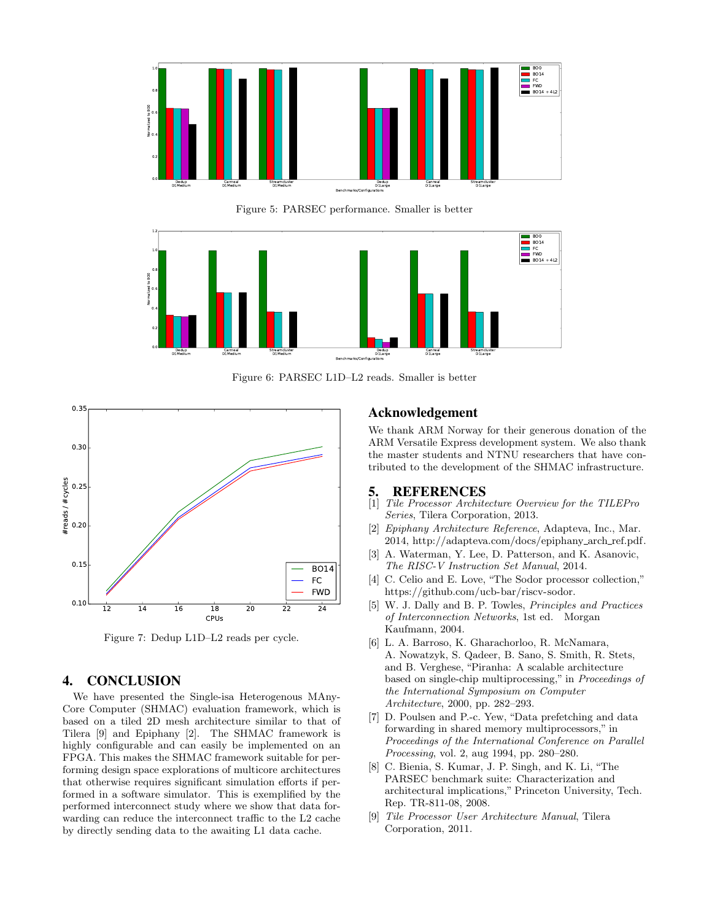1.0
0.8
0.6
0.4
0.2
0.0

Normalized to BO0

BO0
BO14
FC
FWD
BO14 + 4L2

Dedup D1Medium
Canneal D1Medium
Streamcluster D1Medium
Dedup D1Large
Canneal D1Large
Streamcluster D1Large

Benchmarks/Configurations

Figure 5: PARSEC performance. Smaller is better

1.2
1.0
0.8
0.6
0.4
0.2
0.0

Normalized to BO0

BO0
BO14
FC
FWD
BO14 + 4L2

Dedup D1Medium
Canneal D1Medium
Streamcluster D1Medium
Dedup D1Large
Canneal D1Large
Streamcluster D1Large

Benchmarks/Configurations

Figure 6: PARSEC L1D–L2 reads. Smaller is better

0.35
0.30
0.25
0.20
0.15
0.10

#reads / #cycles

12
14
16
18
20
22
24

CPUs

BO14
FC
FWD

Figure 7: Dedup L1D–L2 reads per cycle.

# 4. CONCLUSION

We have presented the Single-isa Heterogenous MAny-Core Computer (SHMAC) evaluation framework, which is based on a tiled 2D mesh architecture similar to that of Tilera [9] and Epiphany [2]. The SHMAC framework is highly configurable and can easily be implemented on an FPGA. This makes the SHMAC framework suitable for performing design space explorations of multicore architectures that otherwise requires significant simulation efforts if performed in a software simulator. This is exemplified by the performed interconnect study where we show that data forwarding can reduce the interconnect traffic to the L2 cache by directly sending data to the awaiting L1 data cache.

# Acknowledgement

We thank ARM Norway for their generous donation of the ARM Versatile Express development system. We also thank the master students and NTNU researchers that have contributed to the development of the SHMAC infrastructure.

# 5. REFERENCES

[1] *Tile Processor Architecture Overview for the TILEPro Series*, Tilera Corporation, 2013.

[2] *Epiphany Architecture Reference*, Adapteva, Inc., Mar. 2014, http://adapteva.com/docs/epiphany_arch_ref.pdf.

[3] A. Waterman, Y. Lee, D. Patterson, and K. Asanovic, *The RISC-V Instruction Set Manual*, 2014.

[4] C. Celio and E. Love, "The Sodor processor collection," https://github.com/ucb-bar/riscv-sodor.

[5] W. J. Dally and B. P. Towles, *Principles and Practices of Interconnection Networks*, 1st ed. Morgan Kaufmann, 2004.

[6] L. A. Barroso, K. Gharachorloo, R. McNamara, A. Nowatzyk, S. Qadeer, B. Sano, S. Smith, R. Stets, and B. Verghese, "Piranha: A scalable architecture based on single-chip multiprocessing," in *Proceedings of the International Symposium on Computer Architecture*, 2000, pp. 282–293.

[7] D. Poulsen and P.-c. Yew, "Data prefetching and data forwarding in shared memory multiprocessors," in *Proceedings of the International Conference on Parallel Processing*, vol. 2, aug 1994, pp. 280–280.

[8] C. Bienia, S. Kumar, J. P. Singh, and K. Li, "The PARSEC benchmark suite: Characterization and architectural implications," Princeton University, Tech. Rep. TR-811-08, 2008.

[9] *Tile Processor User Architecture Manual*, Tilera Corporation, 2011.